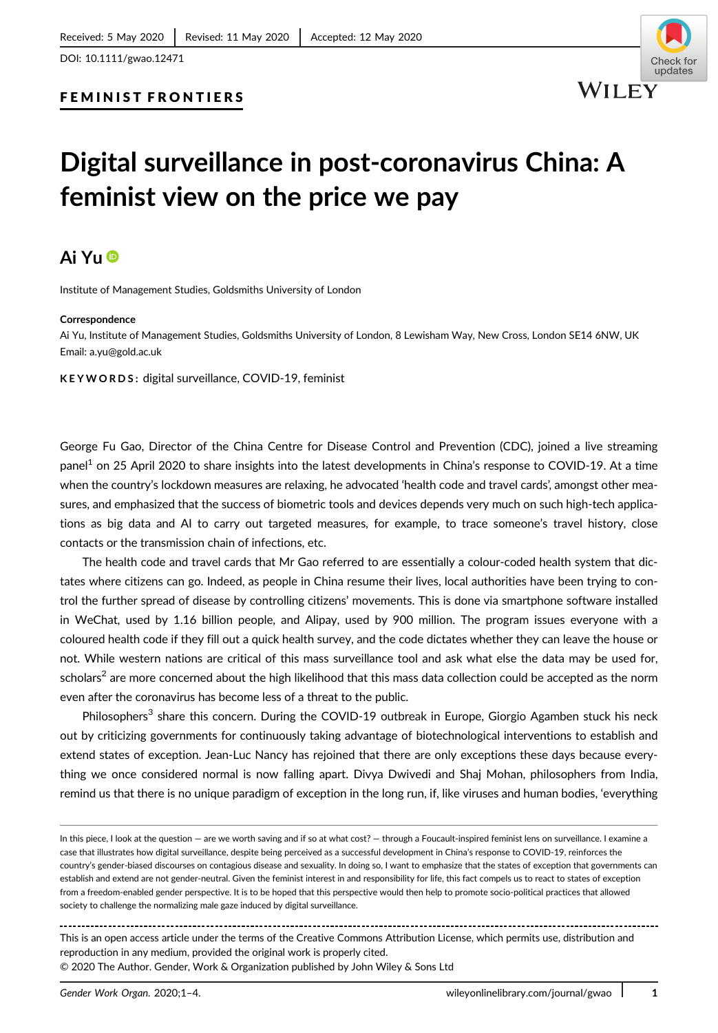Received: 5 May 2020 | Revised: 11 May 2020 | Accepted: 12 May 2020

DOI: 10.1111/gwao.12471

**FEMINIST FRONTIERS**

# Digital surveillance in post-coronavirus China: A feminist view on the price we pay

**Ai Yu**

Institute of Management Studies, Goldsmiths University of London

**Correspondence**
Ai Yu, Institute of Management Studies, Goldsmiths University of London, 8 Lewisham Way, New Cross, London SE14 6NW, UK
Email: a.yu@gold.ac.uk

**KEYWORDS:** digital surveillance, COVID-19, feminist

George Fu Gao, Director of the China Centre for Disease Control and Prevention (CDC), joined a live streaming panel[1] on 25 April 2020 to share insights into the latest developments in China's response to COVID-19. At a time when the country's lockdown measures are relaxing, he advocated 'health code and travel cards', amongst other measures, and emphasized that the success of biometric tools and devices depends very much on such high-tech applications as big data and AI to carry out targeted measures, for example, to trace someone's travel history, close contacts or the transmission chain of infections, etc.

The health code and travel cards that Mr Gao referred to are essentially a colour-coded health system that dictates where citizens can go. Indeed, as people in China resume their lives, local authorities have been trying to control the further spread of disease by controlling citizens' movements. This is done via smartphone software installed in WeChat, used by 1.16 billion people, and Alipay, used by 900 million. The program issues everyone with a coloured health code if they fill out a quick health survey, and the code dictates whether they can leave the house or not. While western nations are critical of this mass surveillance tool and ask what else the data may be used for, scholars[2] are more concerned about the high likelihood that this mass data collection could be accepted as the norm even after the coronavirus has become less of a threat to the public.

Philosophers[3] share this concern. During the COVID-19 outbreak in Europe, Giorgio Agamben stuck his neck out by criticizing governments for continuously taking advantage of biotechnological interventions to establish and extend states of exception. Jean-Luc Nancy has rejoined that there are only exceptions these days because everything we once considered normal is now falling apart. Divya Dwivedi and Shaj Mohan, philosophers from India, remind us that there is no unique paradigm of exception in the long run, if, like viruses and human bodies, 'everything

In this piece, I look at the question — are we worth saving and if so at what cost? — through a Foucault-inspired feminist lens on surveillance. I examine a case that illustrates how digital surveillance, despite being perceived as a successful development in China's response to COVID-19, reinforces the country's gender-biased discourses on contagious disease and sexuality. In doing so, I want to emphasize that the states of exception that governments can establish and extend are not gender-neutral. Given the feminist interest in and responsibility for life, this fact compels us to react to states of exception from a freedom-enabled gender perspective. It is to be hoped that this perspective would then help to promote socio-political practices that allowed society to challenge the normalizing male gaze induced by digital surveillance.

This is an open access article under the terms of the Creative Commons Attribution License, which permits use, distribution and reproduction in any medium, provided the original work is properly cited.
© 2020 The Author. Gender, Work & Organization published by John Wiley & Sons Ltd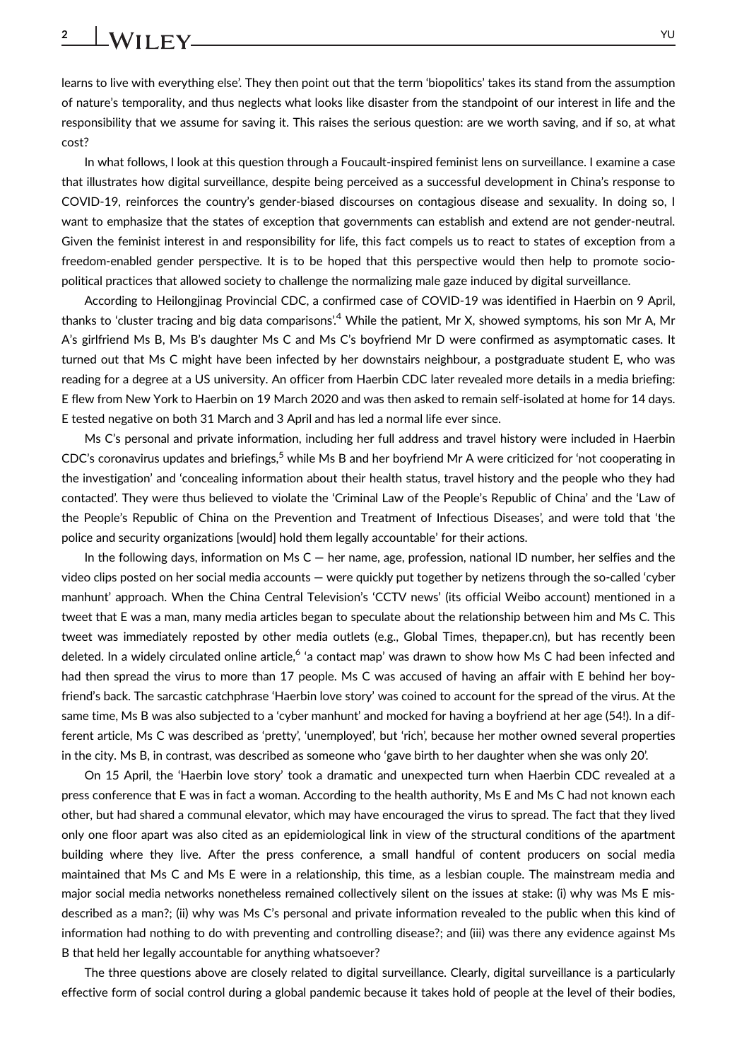learns to live with everything else'. They then point out that the term 'biopolitics' takes its stand from the assumption of nature's temporality, and thus neglects what looks like disaster from the standpoint of our interest in life and the responsibility that we assume for saving it. This raises the serious question: are we worth saving, and if so, at what cost?

In what follows, I look at this question through a Foucault-inspired feminist lens on surveillance. I examine a case that illustrates how digital surveillance, despite being perceived as a successful development in China's response to COVID-19, reinforces the country's gender-biased discourses on contagious disease and sexuality. In doing so, I want to emphasize that the states of exception that governments can establish and extend are not gender-neutral. Given the feminist interest in and responsibility for life, this fact compels us to react to states of exception from a freedom-enabled gender perspective. It is to be hoped that this perspective would then help to promote socio-political practices that allowed society to challenge the normalizing male gaze induced by digital surveillance.

According to Heilongjinag Provincial CDC, a confirmed case of COVID-19 was identified in Haerbin on 9 April, thanks to 'cluster tracing and big data comparisons'.[4] While the patient, Mr X, showed symptoms, his son Mr A, Mr A's girlfriend Ms B, Ms B's daughter Ms C and Ms C's boyfriend Mr D were confirmed as asymptomatic cases. It turned out that Ms C might have been infected by her downstairs neighbour, a postgraduate student E, who was reading for a degree at a US university. An officer from Haerbin CDC later revealed more details in a media briefing: E flew from New York to Haerbin on 19 March 2020 and was then asked to remain self-isolated at home for 14 days. E tested negative on both 31 March and 3 April and has led a normal life ever since.

Ms C's personal and private information, including her full address and travel history were included in Haerbin CDC's coronavirus updates and briefings,[5] while Ms B and her boyfriend Mr A were criticized for 'not cooperating in the investigation' and 'concealing information about their health status, travel history and the people who they had contacted'. They were thus believed to violate the 'Criminal Law of the People's Republic of China' and the 'Law of the People's Republic of China on the Prevention and Treatment of Infectious Diseases', and were told that 'the police and security organizations [would] hold them legally accountable' for their actions.

In the following days, information on Ms C — her name, age, profession, national ID number, her selfies and the video clips posted on her social media accounts — were quickly put together by netizens through the so-called 'cyber manhunt' approach. When the China Central Television's 'CCTV news' (its official Weibo account) mentioned in a tweet that E was a man, many media articles began to speculate about the relationship between him and Ms C. This tweet was immediately reposted by other media outlets (e.g., Global Times, thepaper.cn), but has recently been deleted. In a widely circulated online article,[6] 'a contact map' was drawn to show how Ms C had been infected and had then spread the virus to more than 17 people. Ms C was accused of having an affair with E behind her boyfriend's back. The sarcastic catchphrase 'Haerbin love story' was coined to account for the spread of the virus. At the same time, Ms B was also subjected to a 'cyber manhunt' and mocked for having a boyfriend at her age (54!). In a different article, Ms C was described as 'pretty', 'unemployed', but 'rich', because her mother owned several properties in the city. Ms B, in contrast, was described as someone who 'gave birth to her daughter when she was only 20'.

On 15 April, the 'Haerbin love story' took a dramatic and unexpected turn when Haerbin CDC revealed at a press conference that E was in fact a woman. According to the health authority, Ms E and Ms C had not known each other, but had shared a communal elevator, which may have encouraged the virus to spread. The fact that they lived only one floor apart was also cited as an epidemiological link in view of the structural conditions of the apartment building where they live. After the press conference, a small handful of content producers on social media maintained that Ms C and Ms E were in a relationship, this time, as a lesbian couple. The mainstream media and major social media networks nonetheless remained collectively silent on the issues at stake: (i) why was Ms E misdescribed as a man?; (ii) why was Ms C's personal and private information revealed to the public when this kind of information had nothing to do with preventing and controlling disease?; and (iii) was there any evidence against Ms B that held her legally accountable for anything whatsoever?

The three questions above are closely related to digital surveillance. Clearly, digital surveillance is a particularly effective form of social control during a global pandemic because it takes hold of people at the level of their bodies,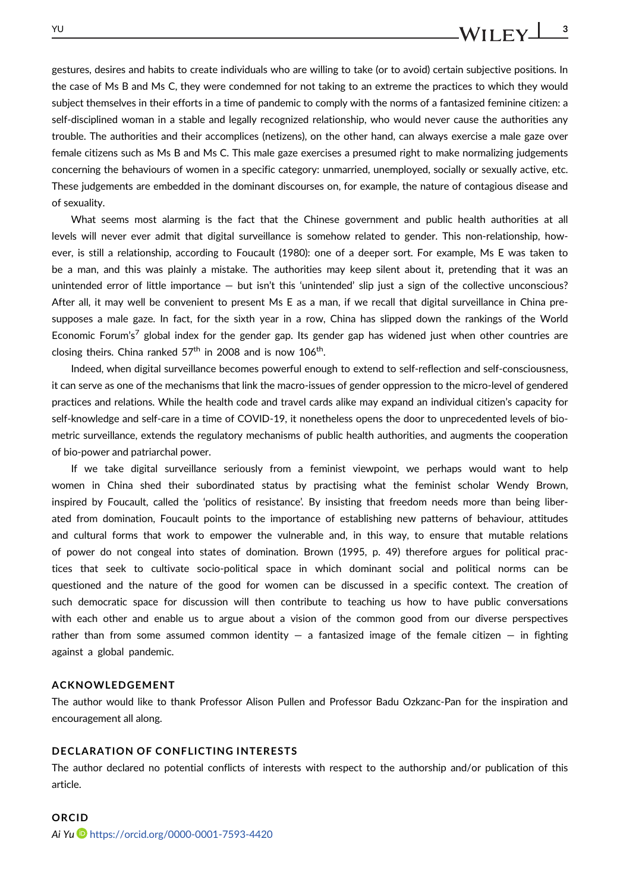gestures, desires and habits to create individuals who are willing to take (or to avoid) certain subjective positions. In the case of Ms B and Ms C, they were condemned for not taking to an extreme the practices to which they would subject themselves in their efforts in a time of pandemic to comply with the norms of a fantasized feminine citizen: a self-disciplined woman in a stable and legally recognized relationship, who would never cause the authorities any trouble. The authorities and their accomplices (netizens), on the other hand, can always exercise a male gaze over female citizens such as Ms B and Ms C. This male gaze exercises a presumed right to make normalizing judgements concerning the behaviours of women in a specific category: unmarried, unemployed, socially or sexually active, etc. These judgements are embedded in the dominant discourses on, for example, the nature of contagious disease and of sexuality.

What seems most alarming is the fact that the Chinese government and public health authorities at all levels will never ever admit that digital surveillance is somehow related to gender. This non-relationship, however, is still a relationship, according to Foucault (1980): one of a deeper sort. For example, Ms E was taken to be a man, and this was plainly a mistake. The authorities may keep silent about it, pretending that it was an unintended error of little importance — but isn't this 'unintended' slip just a sign of the collective unconscious? After all, it may well be convenient to present Ms E as a man, if we recall that digital surveillance in China presupposes a male gaze. In fact, for the sixth year in a row, China has slipped down the rankings of the World Economic Forum's[7] global index for the gender gap. Its gender gap has widened just when other countries are closing theirs. China ranked 57th in 2008 and is now 106th.

Indeed, when digital surveillance becomes powerful enough to extend to self-reflection and self-consciousness, it can serve as one of the mechanisms that link the macro-issues of gender oppression to the micro-level of gendered practices and relations. While the health code and travel cards alike may expand an individual citizen's capacity for self-knowledge and self-care in a time of COVID-19, it nonetheless opens the door to unprecedented levels of biometric surveillance, extends the regulatory mechanisms of public health authorities, and augments the cooperation of bio-power and patriarchal power.

If we take digital surveillance seriously from a feminist viewpoint, we perhaps would want to help women in China shed their subordinated status by practising what the feminist scholar Wendy Brown, inspired by Foucault, called the 'politics of resistance'. By insisting that freedom needs more than being liberated from domination, Foucault points to the importance of establishing new patterns of behaviour, attitudes and cultural forms that work to empower the vulnerable and, in this way, to ensure that mutable relations of power do not congeal into states of domination. Brown (1995, p. 49) therefore argues for political practices that seek to cultivate socio-political space in which dominant social and political norms can be questioned and the nature of the good for women can be discussed in a specific context. The creation of such democratic space for discussion will then contribute to teaching us how to have public conversations with each other and enable us to argue about a vision of the common good from our diverse perspectives rather than from some assumed common identity — a fantasized image of the female citizen — in fighting against a global pandemic.

## ACKNOWLEDGEMENT

The author would like to thank Professor Alison Pullen and Professor Badu Ozkzanc-Pan for the inspiration and encouragement all along.

## DECLARATION OF CONFLICTING INTERESTS

The author declared no potential conflicts of interests with respect to the authorship and/or publication of this article.

## ORCID

*Ai Yu* https://orcid.org/0000-0001-7593-4420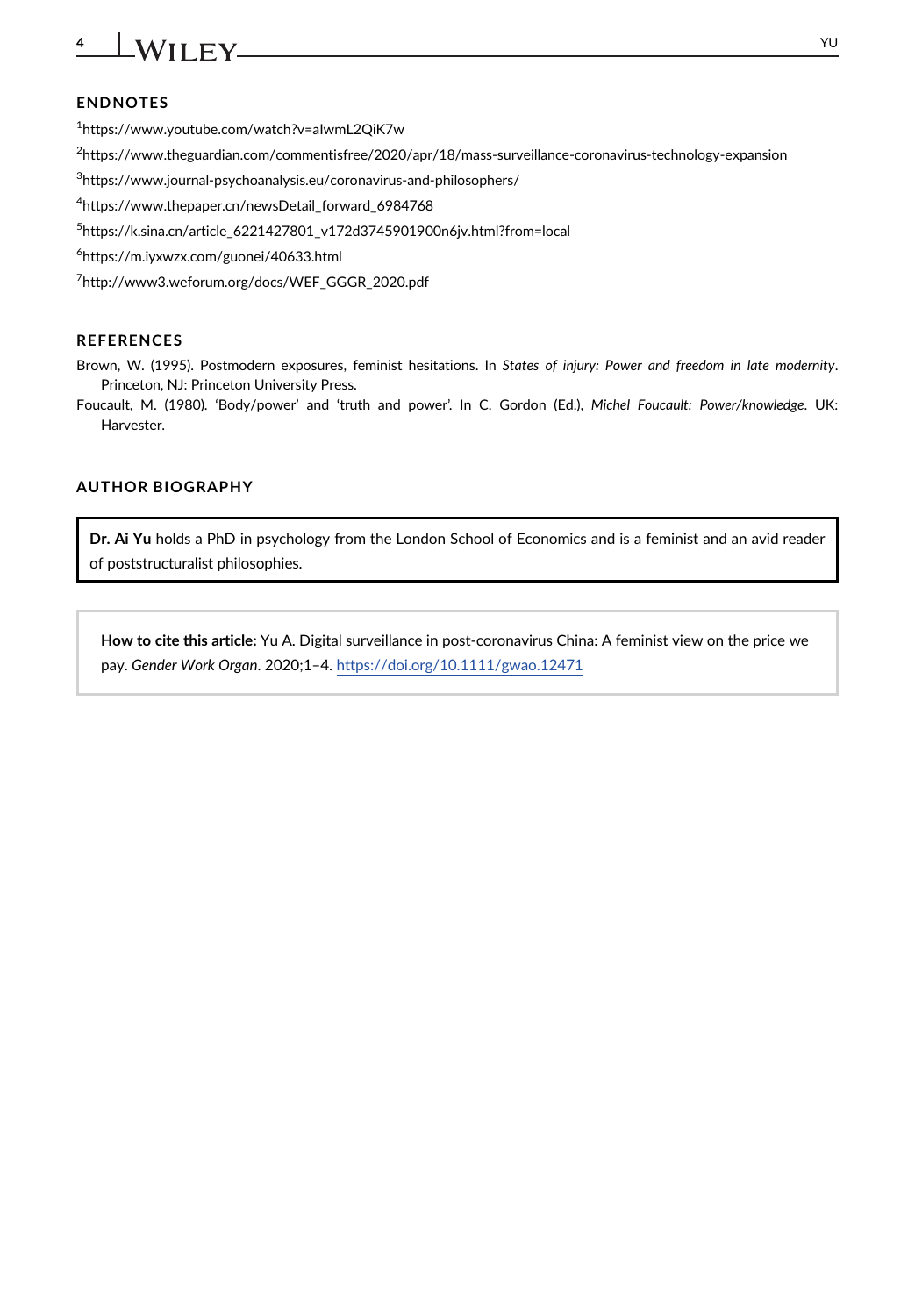## ENDNOTES

[1]https://www.youtube.com/watch?v=aIwmL2QiK7w

[2]https://www.theguardian.com/commentisfree/2020/apr/18/mass-surveillance-coronavirus-technology-expansion

[3]https://www.journal-psychoanalysis.eu/coronavirus-and-philosophers/

[4]https://www.thepaper.cn/newsDetail_forward_6984768

[5]https://k.sina.cn/article_6221427801_v172d3745901900n6jv.html?from=local

[6]https://m.iyxwzx.com/guonei/40633.html

[7]http://www3.weforum.org/docs/WEF_GGGR_2020.pdf

## REFERENCES

Brown, W. (1995). Postmodern exposures, feminist hesitations. In *States of injury: Power and freedom in late modernity*. Princeton, NJ: Princeton University Press.

Foucault, M. (1980). 'Body/power' and 'truth and power'. In C. Gordon (Ed.), *Michel Foucault: Power/knowledge*. UK: Harvester.

## AUTHOR BIOGRAPHY

**Dr. Ai Yu** holds a PhD in psychology from the London School of Economics and is a feminist and an avid reader of poststructuralist philosophies.

**How to cite this article:** Yu A. Digital surveillance in post-coronavirus China: A feminist view on the price we pay. *Gender Work Organ*. 2020;1–4. https://doi.org/10.1111/gwao.12471